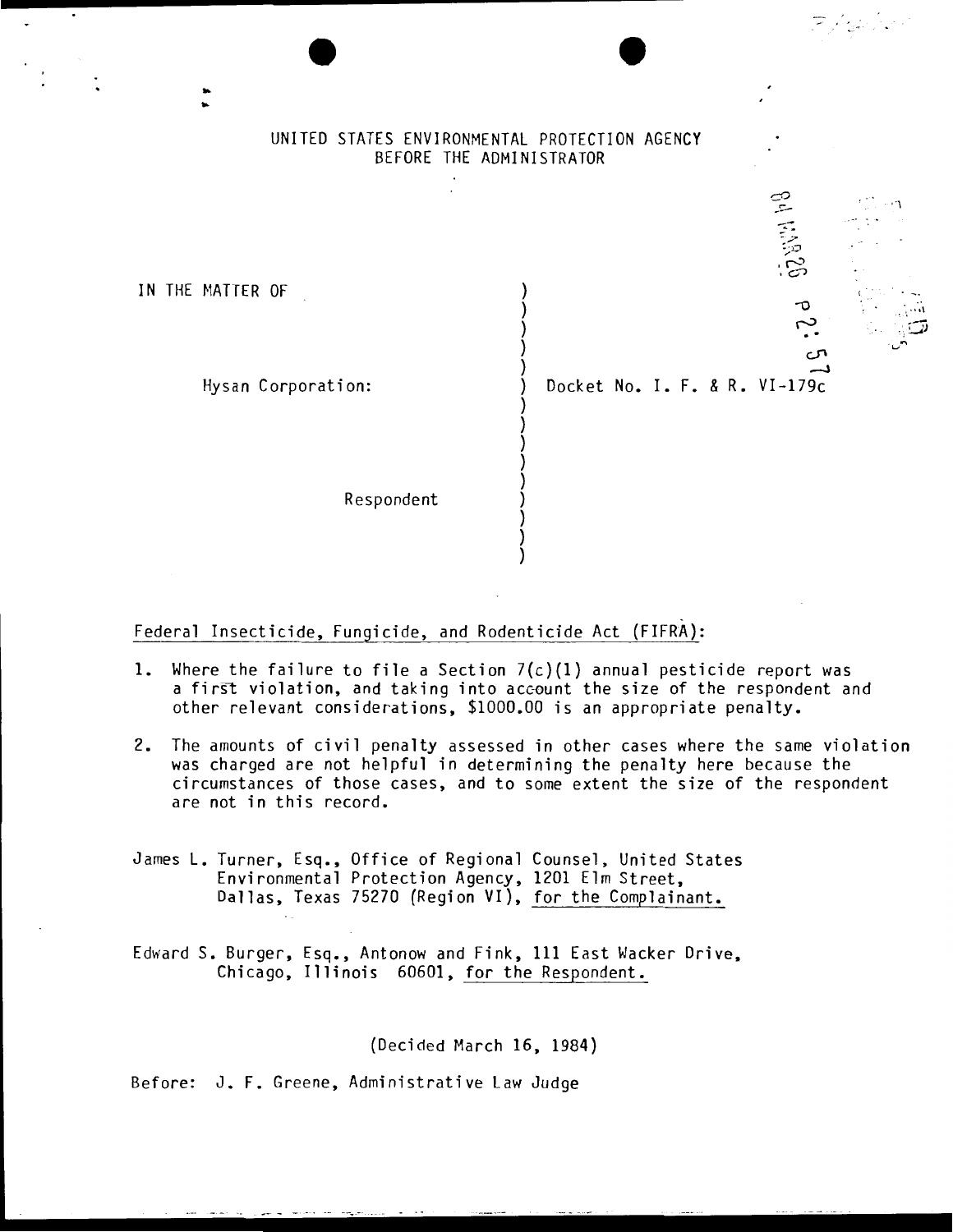UNITED STATES ENVIRONMENTAL PROTECTION AGENCY
BEFORE THE ADMINISTRATOR

IN THE MATTER OF

Hysan Corporation:

Respondent

Docket No. I. F. & R. VI-179c

Federal Insecticide, Fungicide, and Rodenticide Act (FIFRA):

1. Where the failure to file a Section 7(c)(1) annual pesticide report was a first violation, and taking into account the size of the respondent and other relevant considerations, $1000.00 is an appropriate penalty.

2. The amounts of civil penalty assessed in other cases where the same violation was charged are not helpful in determining the penalty here because the circumstances of those cases, and to some extent the size of the respondent are not in this record.

James L. Turner, Esq., Office of Regional Counsel, United States Environmental Protection Agency, 1201 Elm Street, Dallas, Texas 75270 (Region VI), for the Complainant.

Edward S. Burger, Esq., Antonow and Fink, 111 East Wacker Drive, Chicago, Illinois 60601, for the Respondent.

(Decided March 16, 1984)

Before: J. F. Greene, Administrative Law Judge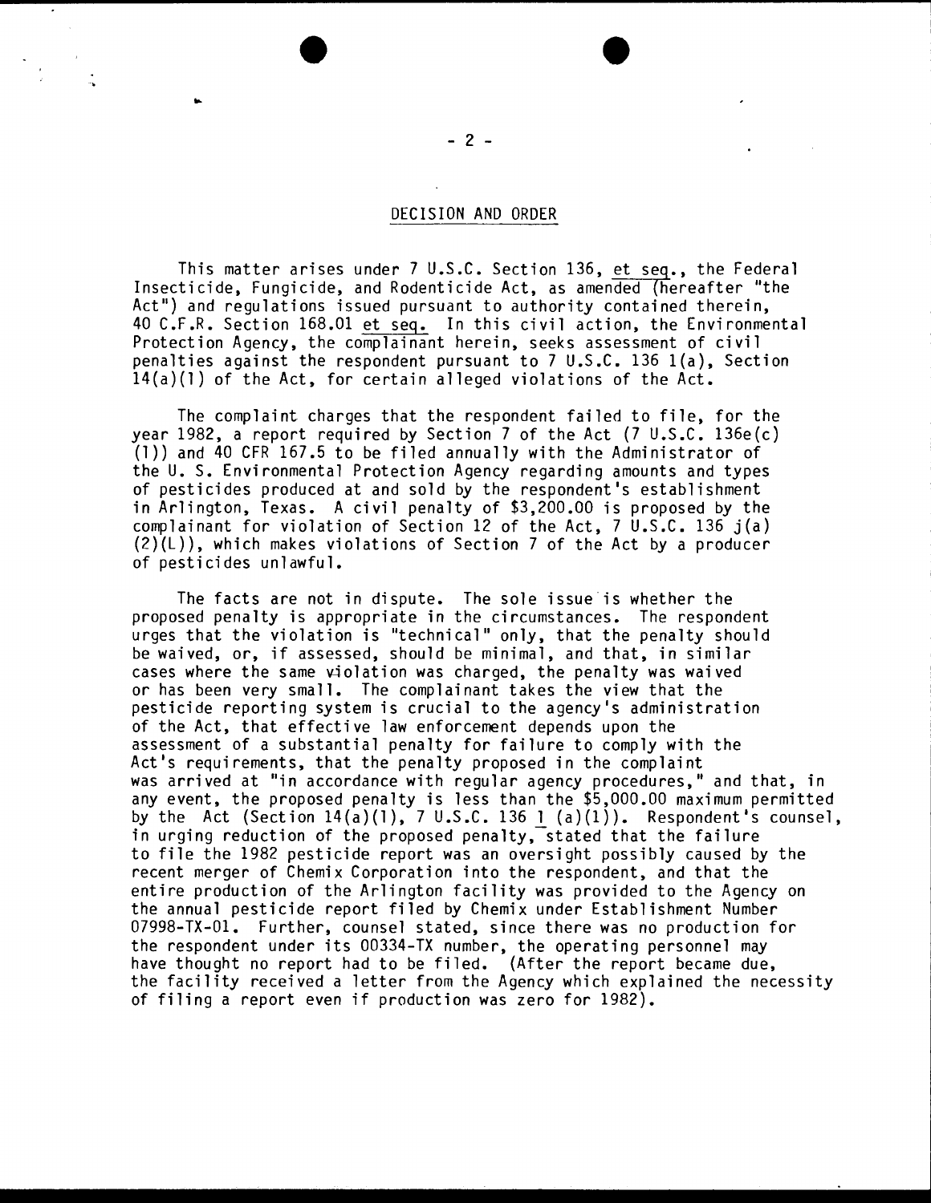## DECISION AND ORDER

This matter arises under 7 U.S.C. Section 136, et seq., the Federal Insecticide, Fungicide, and Rodenticide Act, as amended (hereafter "the Act") and regulations issued pursuant to authority contained therein, 40 C.F.R. Section 168.01 et seq. In this civil action, the Environmental Protection Agency, the complainant herein, seeks assessment of civil penalties against the respondent pursuant to 7 U.S.C. 136 l(a), Section 14(a)(1) of the Act, for certain alleged violations of the Act.

The complaint charges that the respondent failed to file, for the year 1982, a report required by Section 7 of the Act (7 U.S.C. 136e(c)(1)) and 40 CFR 167.5 to be filed annually with the Administrator of the U. S. Environmental Protection Agency regarding amounts and types of pesticides produced at and sold by the respondent's establishment in Arlington, Texas. A civil penalty of $3,200.00 is proposed by the complainant for violation of Section 12 of the Act, 7 U.S.C. 136 j(a)(2)(L)), which makes violations of Section 7 of the Act by a producer of pesticides unlawful.

The facts are not in dispute. The sole issue is whether the proposed penalty is appropriate in the circumstances. The respondent urges that the violation is "technical" only, that the penalty should be waived, or, if assessed, should be minimal, and that, in similar cases where the same violation was charged, the penalty was waived or has been very small. The complainant takes the view that the pesticide reporting system is crucial to the agency's administration of the Act, that effective law enforcement depends upon the assessment of a substantial penalty for failure to comply with the Act's requirements, that the penalty proposed in the complaint was arrived at "in accordance with regular agency procedures," and that, in any event, the proposed penalty is less than the $5,000.00 maximum permitted by the Act (Section 14(a)(1), 7 U.S.C. 136 l (a)(1)). Respondent's counsel, in urging reduction of the proposed penalty, stated that the failure to file the 1982 pesticide report was an oversight possibly caused by the recent merger of Chemix Corporation into the respondent, and that the entire production of the Arlington facility was provided to the Agency on the annual pesticide report filed by Chemix under Establishment Number 07998-TX-01. Further, counsel stated, since there was no production for the respondent under its 00334-TX number, the operating personnel may have thought no report had to be filed. (After the report became due, the facility received a letter from the Agency which explained the necessity of filing a report even if production was zero for 1982).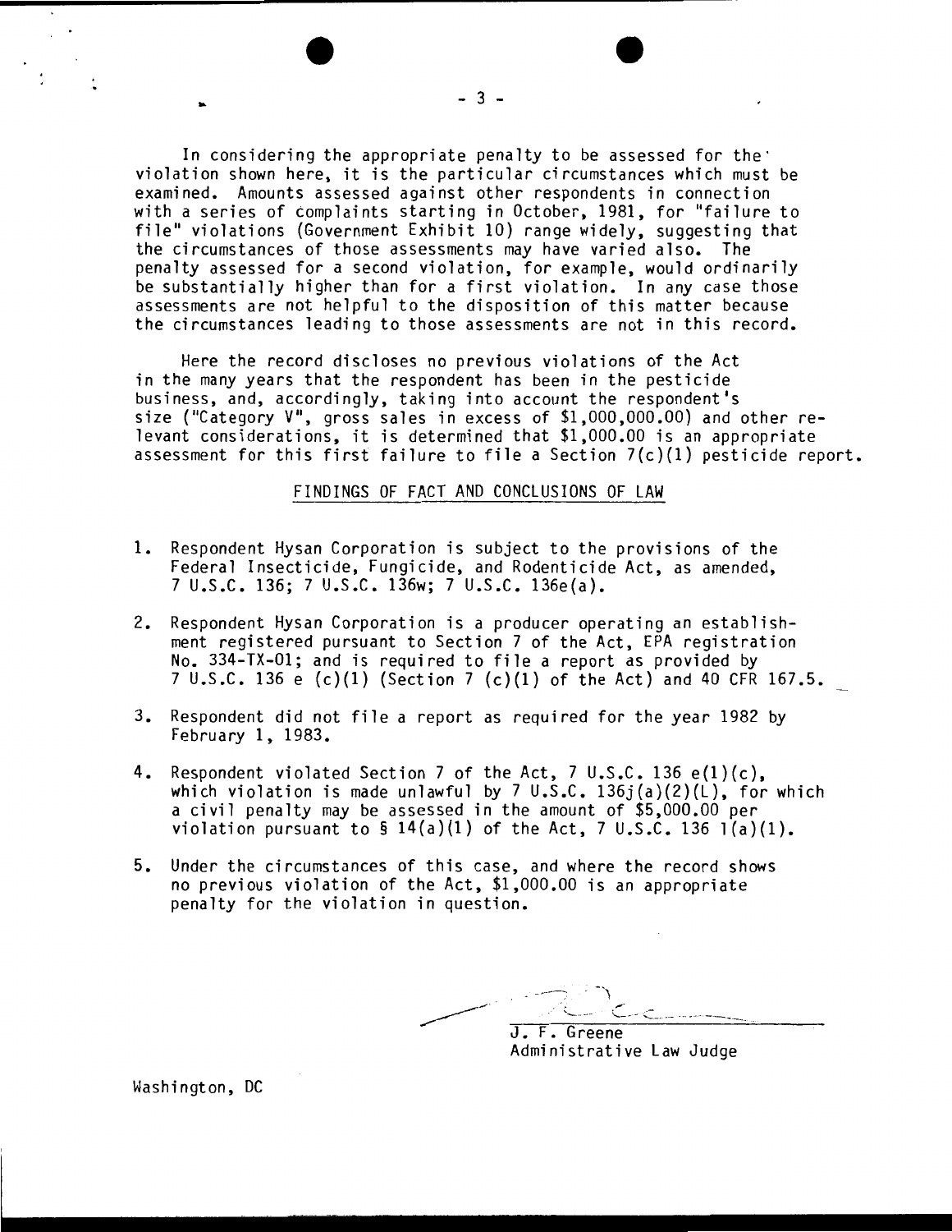In considering the appropriate penalty to be assessed for the violation shown here, it is the particular circumstances which must be examined. Amounts assessed against other respondents in connection with a series of complaints starting in October, 1981, for "failure to file" violations (Government Exhibit 10) range widely, suggesting that the circumstances of those assessments may have varied also. The penalty assessed for a second violation, for example, would ordinarily be substantially higher than for a first violation. In any case those assessments are not helpful to the disposition of this matter because the circumstances leading to those assessments are not in this record.

Here the record discloses no previous violations of the Act in the many years that the respondent has been in the pesticide business, and, accordingly, taking into account the respondent's size ("Category V", gross sales in excess of $1,000,000.00) and other relevant considerations, it is determined that $1,000.00 is an appropriate assessment for this first failure to file a Section 7(c)(1) pesticide report.

## FINDINGS OF FACT AND CONCLUSIONS OF LAW

1. Respondent Hysan Corporation is subject to the provisions of the Federal Insecticide, Fungicide, and Rodenticide Act, as amended, 7 U.S.C. 136; 7 U.S.C. 136w; 7 U.S.C. 136e(a).

2. Respondent Hysan Corporation is a producer operating an establishment registered pursuant to Section 7 of the Act, EPA registration No. 334-TX-01; and is required to file a report as provided by 7 U.S.C. 136 e (c)(1) (Section 7 (c)(1) of the Act) and 40 CFR 167.5.

3. Respondent did not file a report as required for the year 1982 by February 1, 1983.

4. Respondent violated Section 7 of the Act, 7 U.S.C. 136 e(1)(c), which violation is made unlawful by 7 U.S.C. 136j(a)(2)(L), for which a civil penalty may be assessed in the amount of $5,000.00 per violation pursuant to § 14(a)(1) of the Act, 7 U.S.C. 136 l(a)(1).

5. Under the circumstances of this case, and where the record shows no previous violation of the Act, $1,000.00 is an appropriate penalty for the violation in question.

J. F. Greene
Administrative Law Judge

Washington, DC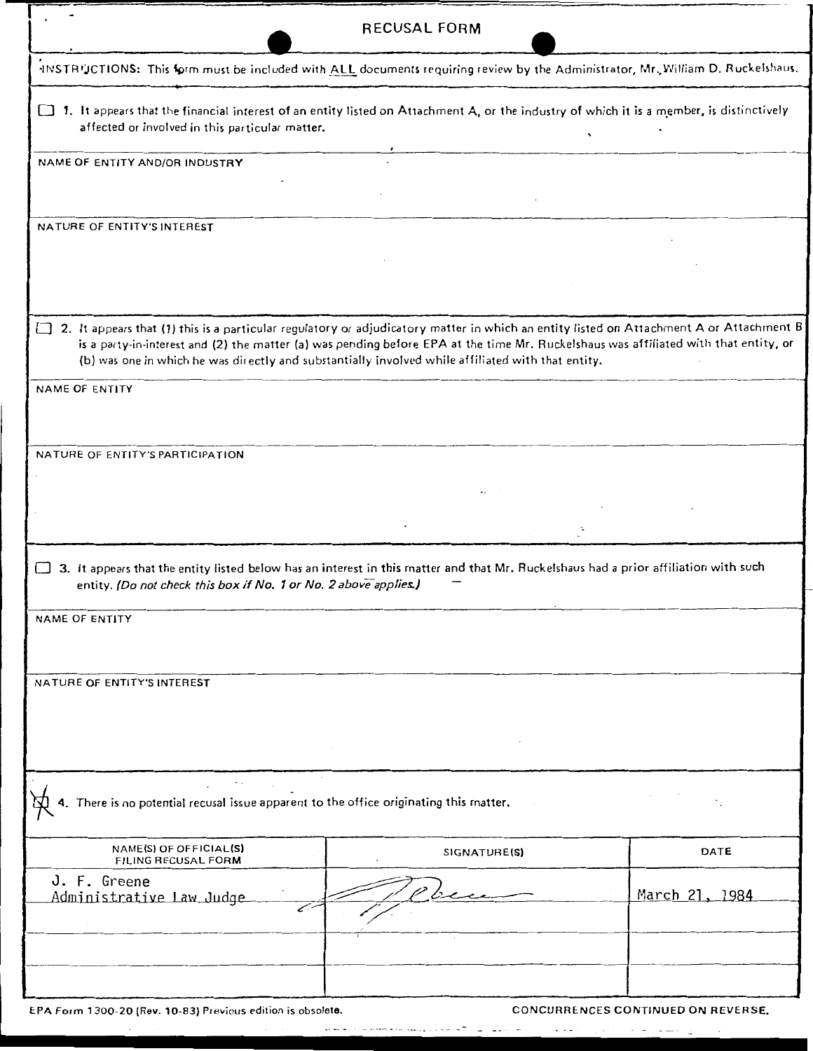# RECUSAL FORM

INSTRUCTIONS: This form must be included with ALL documents requiring review by the Administrator, Mr. William D. Ruckelshaus.

☐ 1. It appears that the financial interest of an entity listed on Attachment A, or the industry of which it is a member, is distinctively affected or involved in this particular matter.

NAME OF ENTITY AND/OR INDUSTRY

NATURE OF ENTITY'S INTEREST

☐ 2. It appears that (1) this is a particular regulatory or adjudicatory matter in which an entity listed on Attachment A or Attachment B is a party-in-interest and (2) the matter (a) was pending before EPA at the time Mr. Ruckelshaus was affiliated with that entity, or (b) was one in which he was directly and substantially involved while affiliated with that entity.

NAME OF ENTITY

NATURE OF ENTITY'S PARTICIPATION

☐ 3. It appears that the entity listed below has an interest in this matter and that Mr. Ruckelshaus had a prior affiliation with such entity. *(Do not check this box if No. 1 or No. 2 above applies.)*

NAME OF ENTITY

NATURE OF ENTITY'S INTEREST

☒ 4. There is no potential recusal issue apparent to the office originating this matter.

| NAME(S) OF OFFICIAL(S) FILING RECUSAL FORM | SIGNATURE(S) | DATE |
|---|---|---|
| J. F. Greene<br>Administrative Law Judge | [signature] | March 21, 1984 |
| | | |
| | | |
| | | |

EPA Form 1300-20 (Rev. 10-83) Previous edition is obsolete.

CONCURRENCES CONTINUED ON REVERSE.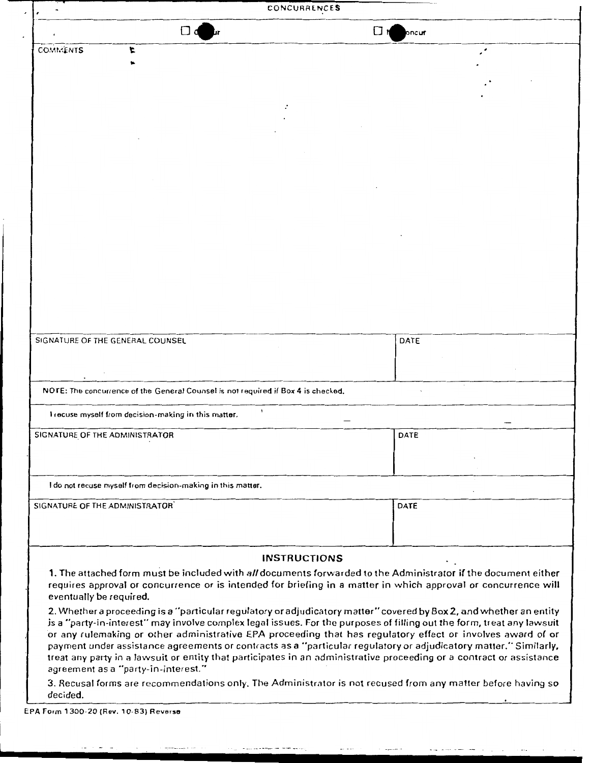## CONCURRENCES

☐ Concur ☐ Nonconcur

COMMENTS

| SIGNATURE OF THE GENERAL COUNSEL | DATE |
|---|---|
| | |

NOTE: The concurrence of the General Counsel is not required if Box 4 is checked.

I recuse myself from decision-making in this matter.

| SIGNATURE OF THE ADMINISTRATOR | DATE |
|---|---|
| | |

I do not recuse myself from decision-making in this matter.

| SIGNATURE OF THE ADMINISTRATOR | DATE |
|---|---|
| | |

### INSTRUCTIONS

1. The attached form must be included with *all* documents forwarded to the Administrator if the document either requires approval or concurrence or is intended for briefing in a matter in which approval or concurrence will eventually be required.

2. Whether a proceeding is a "particular regulatory or adjudicatory matter" covered by Box 2, and whether an entity is a "party-in-interest" may involve complex legal issues. For the purposes of filling out the form, treat any lawsuit or any rulemaking or other administrative EPA proceeding that has regulatory effect or involves award of or payment under assistance agreements or contracts as a "particular regulatory or adjudicatory matter." Similarly, treat any party in a lawsuit or entity that participates in an administrative proceeding or a contract or assistance agreement as a "party-in-interest."

3. Recusal forms are recommendations only. The Administrator is not recused from any matter before having so decided.

EPA Form 1300-20 (Rev. 10-83) Reverse